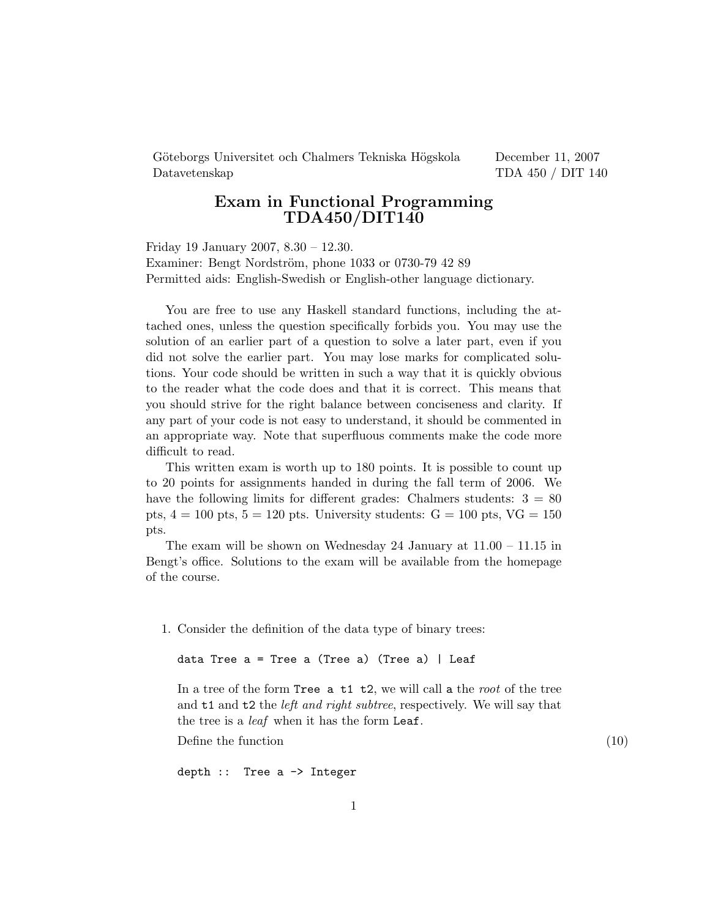Göteborgs Universitet och Chalmers Tekniska Högskola  
Datavetenskap

December 11, 2007  
TDA 450 / DIT 140

# Exam in Functional Programming TDA450/DIT140

Friday 19 January 2007, 8.30 – 12.30.  
Examiner: Bengt Nordström, phone 1033 or 0730-79 42 89  
Permitted aids: English-Swedish or English-other language dictionary.

You are free to use any Haskell standard functions, including the attached ones, unless the question specifically forbids you. You may use the solution of an earlier part of a question to solve a later part, even if you did not solve the earlier part. You may lose marks for complicated solutions. Your code should be written in such a way that it is quickly obvious to the reader what the code does and that it is correct. This means that you should strive for the right balance between conciseness and clarity. If any part of your code is not easy to understand, it should be commented in an appropriate way. Note that superfluous comments make the code more difficult to read.

This written exam is worth up to 180 points. It is possible to count up to 20 points for assignments handed in during the fall term of 2006. We have the following limits for different grades: Chalmers students: 3 = 80 pts, 4 = 100 pts, 5 = 120 pts. University students: G = 100 pts, VG = 150 pts.

The exam will be shown on Wednesday 24 January at 11.00 – 11.15 in Bengt's office. Solutions to the exam will be available from the homepage of the course.

1. Consider the definition of the data type of binary trees:

   ```
   data Tree a = Tree a (Tree a) (Tree a) | Leaf
   ```

   In a tree of the form `Tree a t1 t2`, we will call `a` the *root* of the tree and `t1` and `t2` the *left and right subtree*, respectively. We will say that the tree is a *leaf* when it has the form `Leaf`.

   Define the function (10)

   ```
   depth ::  Tree a -> Integer
   ```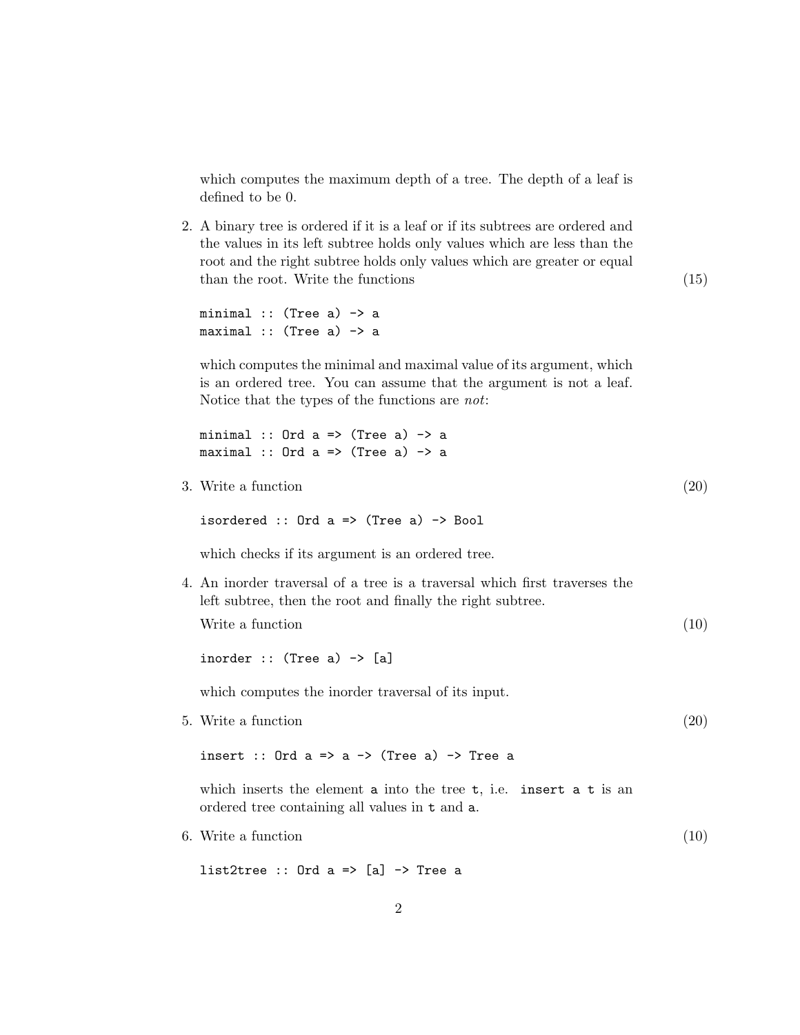which computes the maximum depth of a tree. The depth of a leaf is defined to be 0.

2. A binary tree is ordered if it is a leaf or if its subtrees are ordered and the values in its left subtree holds only values which are less than the root and the right subtree holds only values which are greater or equal than the root. Write the functions (15)

```
minimal :: (Tree a) -> a
maximal :: (Tree a) -> a
```

which computes the minimal and maximal value of its argument, which is an ordered tree. You can assume that the argument is not a leaf. Notice that the types of the functions are *not*:

```
minimal :: Ord a => (Tree a) -> a
maximal :: Ord a => (Tree a) -> a
```

3. Write a function (20)

```
isordered :: Ord a => (Tree a) -> Bool
```

which checks if its argument is an ordered tree.

4. An inorder traversal of a tree is a traversal which first traverses the left subtree, then the root and finally the right subtree.

   Write a function (10)

```
inorder :: (Tree a) -> [a]
```

which computes the inorder traversal of its input.

5. Write a function (20)

```
insert :: Ord a => a -> (Tree a) -> Tree a
```

which inserts the element `a` into the tree `t`, i.e. `insert a t` is an ordered tree containing all values in `t` and `a`.

6. Write a function (10)

```
list2tree :: Ord a => [a] -> Tree a
```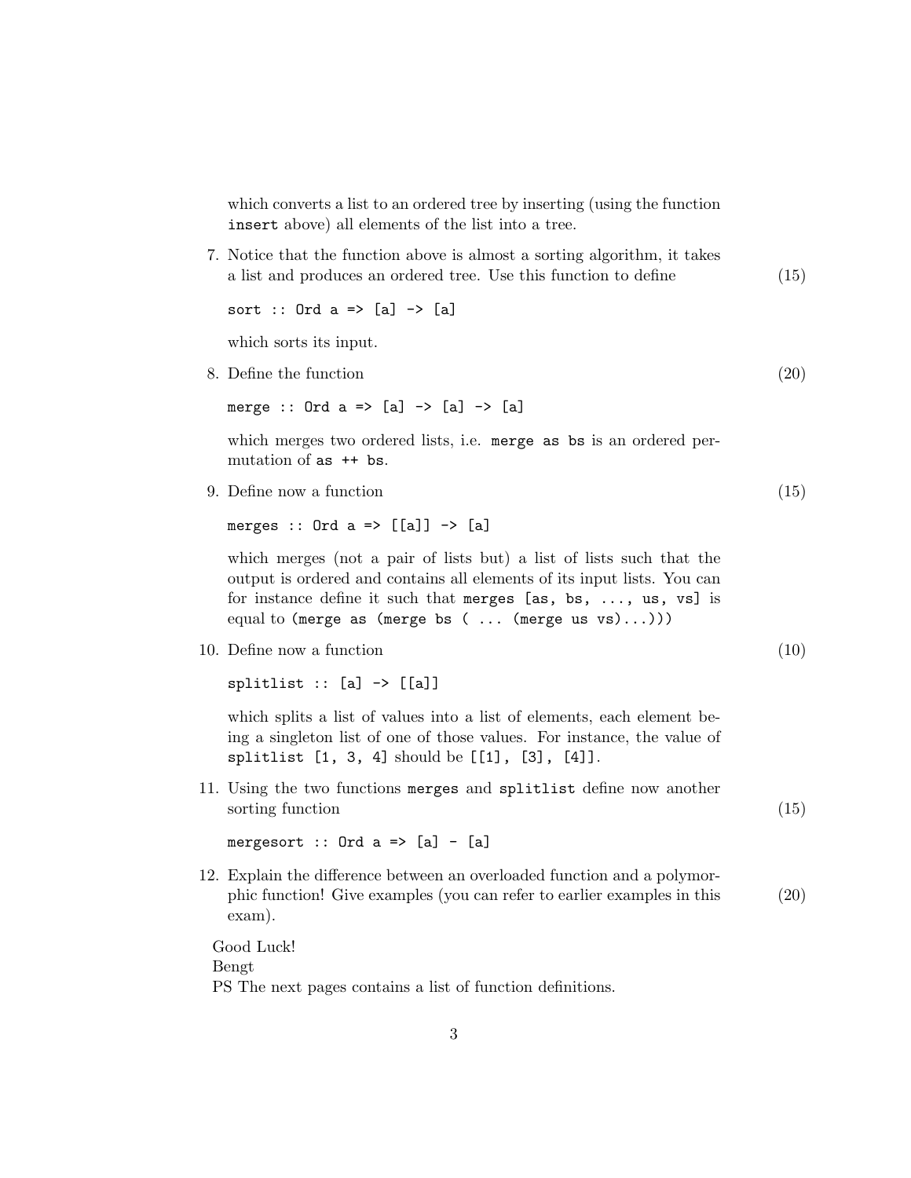which converts a list to an ordered tree by inserting (using the function `insert` above) all elements of the list into a tree.

7. Notice that the function above is almost a sorting algorithm, it takes a list and produces an ordered tree. Use this function to define (15)

   ```
   sort :: Ord a => [a] -> [a]
   ```

   which sorts its input.

8. Define the function (20)

   ```
   merge :: Ord a => [a] -> [a] -> [a]
   ```

   which merges two ordered lists, i.e. `merge as bs` is an ordered permutation of `as ++ bs`.

9. Define now a function (15)

   ```
   merges :: Ord a => [[a]] -> [a]
   ```

   which merges (not a pair of lists but) a list of lists such that the output is ordered and contains all elements of its input lists. You can for instance define it such that `merges [as, bs, ..., us, vs]` is equal to `(merge as (merge bs ( ... (merge us vs)...)))`

10. Define now a function (10)

    ```
    splitlist :: [a] -> [[a]]
    ```

    which splits a list of values into a list of elements, each element being a singleton list of one of those values. For instance, the value of `splitlist [1, 3, 4]` should be `[[1], [3], [4]]`.

11. Using the two functions `merges` and `splitlist` define now another sorting function (15)

    ```
    mergesort :: Ord a => [a] - [a]
    ```

12. Explain the difference between an overloaded function and a polymorphic function! Give examples (you can refer to earlier examples in this exam). (20)

Good Luck!
Bengt
PS The next pages contains a list of function definitions.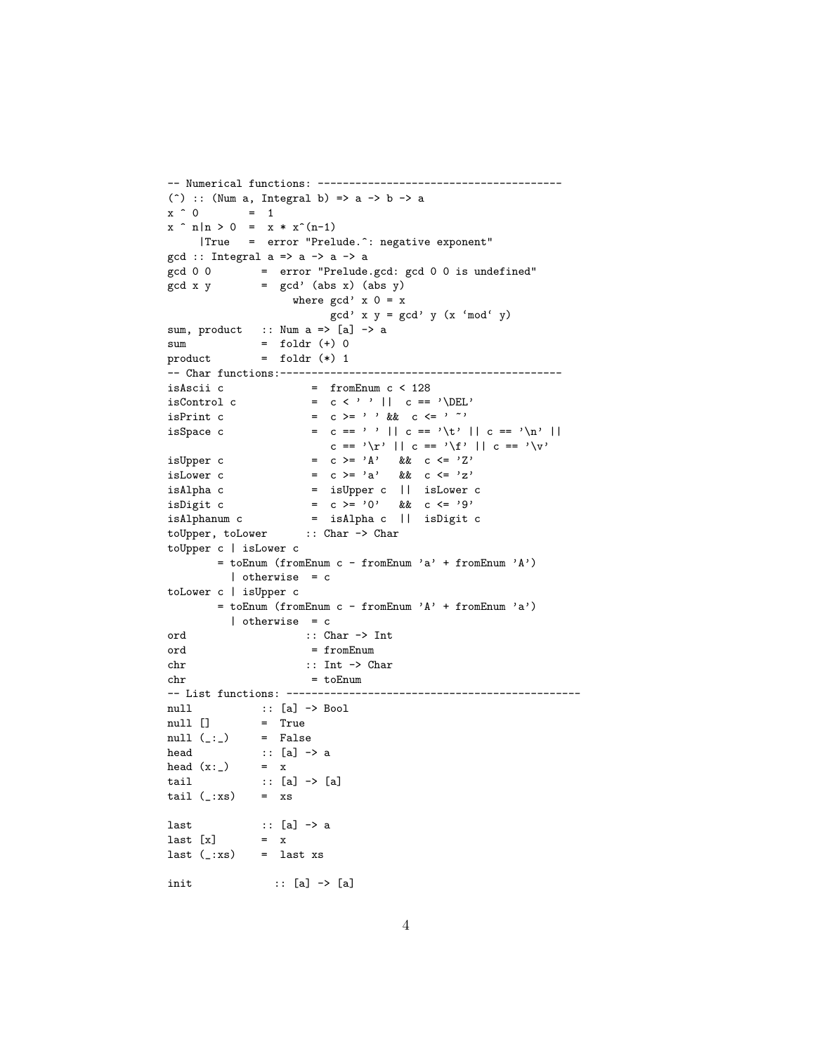```
-- Numerical functions: ---------------------------------------
(^) :: (Num a, Integral b) => a -> b -> a
x ^ 0        =  1
x ^ n|n > 0  =  x * x^(n-1)
     |True   =  error "Prelude.^: negative exponent"
gcd :: Integral a => a -> a -> a
gcd 0 0        =  error "Prelude.gcd: gcd 0 0 is undefined"
gcd x y        =  gcd' (abs x) (abs y)
                    where gcd' x 0 = x
                          gcd' x y = gcd' y (x `mod` y)
sum, product   :: Num a => [a] -> a
sum            =  foldr (+) 0
product        =  foldr (*) 1
-- Char functions:---------------------------------------------
isAscii c              =  fromEnum c < 128
isControl c            =  c < ' ' ||  c == '\DEL'
isPrint c              =  c >= ' ' &&  c <= '~'
isSpace c              =  c == ' ' || c == '\t' || c == '\n' ||
                          c == '\r' || c == '\f' || c == '\v'
isUpper c              =  c >= 'A'   &&  c <= 'Z'
isLower c              =  c >= 'a'   &&  c <= 'z'
isAlpha c              =  isUpper c  ||  isLower c
isDigit c              =  c >= '0'   &&  c <= '9'
isAlphanum c           =  isAlpha c  ||  isDigit c
toUpper, toLower      :: Char -> Char
toUpper c | isLower c
        = toEnum (fromEnum c - fromEnum 'a' + fromEnum 'A')
          | otherwise  = c
toLower c | isUpper c
        = toEnum (fromEnum c - fromEnum 'A' + fromEnum 'a')
          | otherwise  = c
ord                   :: Char -> Int
ord                    = fromEnum
chr                   :: Int -> Char
chr                    = toEnum
-- List functions: ---------------------------------------------
null          :: [a] -> Bool
null []        =  True
null (_:_)     =  False
head          :: [a] -> a
head (x:_)     =  x
tail          :: [a] -> [a]
tail (_:xs)    =  xs

last          :: [a] -> a
last [x]       =  x
last (_:xs)    =  last xs

init             :: [a] -> [a]
```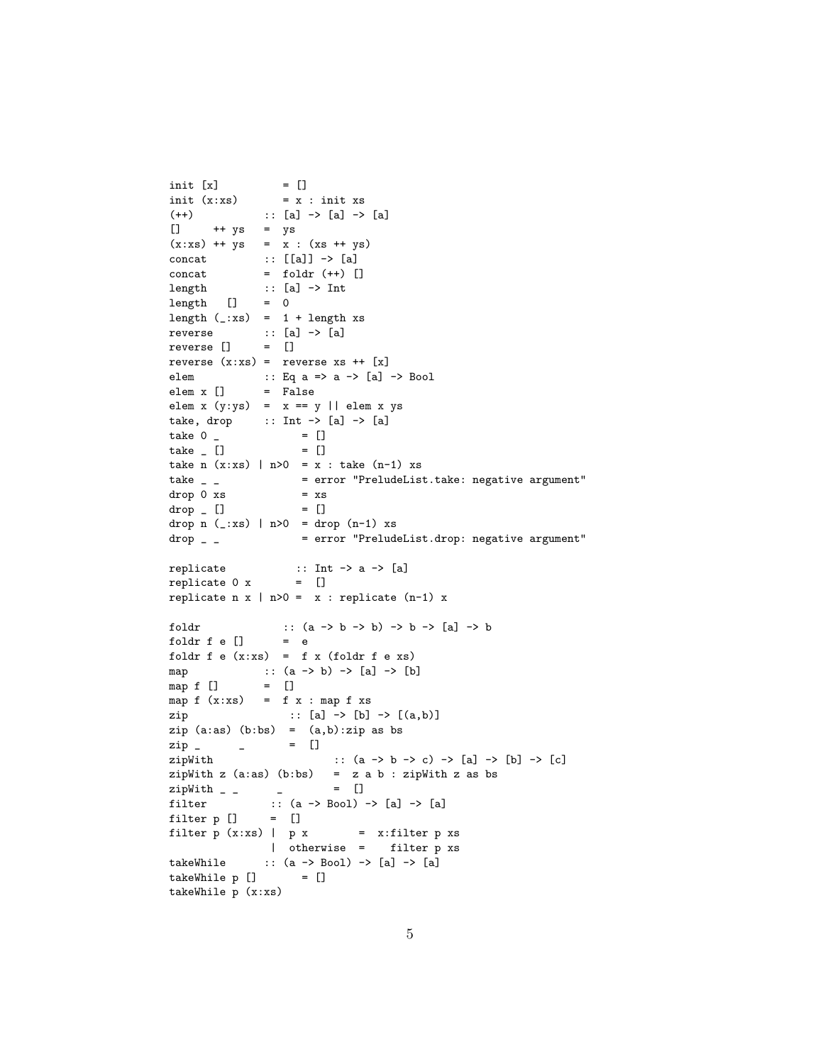```
init [x]          = []
init (x:xs)       = x : init xs
(++)          :: [a] -> [a] -> [a]
[]     ++ ys   =  ys
(x:xs) ++ ys   =  x : (xs ++ ys)
concat         :: [[a]] -> [a]
concat         =  foldr (++) []
length         :: [a] -> Int
length   []    =  0
length (_:xs)  =  1 + length xs
reverse        :: [a] -> [a]
reverse []     =  []
reverse (x:xs) =  reverse xs ++ [x]
elem           :: Eq a => a -> [a] -> Bool
elem x []      =  False
elem x (y:ys)  =  x == y || elem x ys
take, drop     :: Int -> [a] -> [a]
take 0 _            = []
take _ []           = []
take n (x:xs) | n>0  = x : take (n-1) xs
take _ _            = error "PreludeList.take: negative argument"
drop 0 xs           = xs
drop _ []           = []
drop n (_:xs) | n>0  = drop (n-1) xs
drop _ _            = error "PreludeList.drop: negative argument"

replicate           :: Int -> a -> [a]
replicate 0 x       =  []
replicate n x | n>0 =  x : replicate (n-1) x

foldr             :: (a -> b -> b) -> b -> [a] -> b
foldr f e []      =  e
foldr f e (x:xs)  =  f x (foldr f e xs)
map            :: (a -> b) -> [a] -> [b]
map f []       =  []
map f (x:xs)   =  f x : map f xs
zip               :: [a] -> [b] -> [(a,b)]
zip (a:as) (b:bs)  =  (a,b):zip as bs
zip _      _       =  []
zipWith                   :: (a -> b -> c) -> [a] -> [b] -> [c]
zipWith z (a:as) (b:bs)   =  z a b : zipWith z as bs
zipWith _ _      _        =  []
filter          :: (a -> Bool) -> [a] -> [a]
filter p []     =  []
filter p (x:xs) |  p x        =  x:filter p xs
                |  otherwise  =    filter p xs
takeWhile      :: (a -> Bool) -> [a] -> [a]
takeWhile p []       = []
takeWhile p (x:xs)
```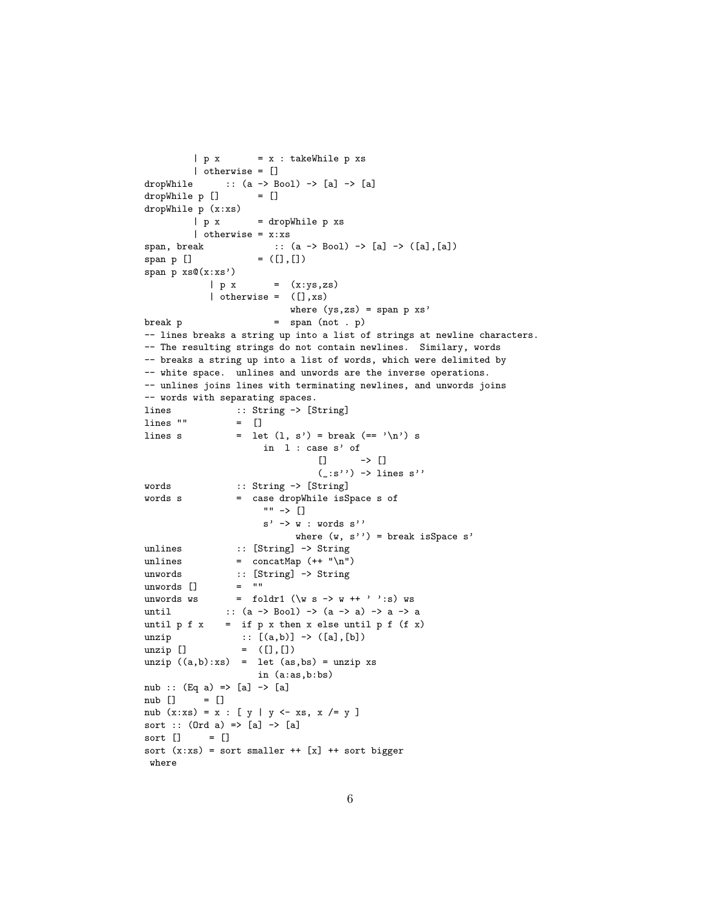```
        | p x       = x : takeWhile p xs
        | otherwise = []
dropWhile      :: (a -> Bool) -> [a] -> [a]
dropWhile p []       = []
dropWhile p (x:xs)
        | p x       = dropWhile p xs
        | otherwise = x:xs
span, break             :: (a -> Bool) -> [a] -> ([a],[a])
span p []            = ([],[])
span p xs@(x:xs')
            | p x       =  (x:ys,zs)
            | otherwise =  ([],xs)
                           where (ys,zs) = span p xs'
break p                 =  span (not . p)
-- lines breaks a string up into a list of strings at newline characters.
-- The resulting strings do not contain newlines.  Similary, words
-- breaks a string up into a list of words, which were delimited by
-- white space.  unlines and unwords are the inverse operations.
-- unlines joins lines with terminating newlines, and unwords joins
-- words with separating spaces.
lines            :: String -> [String]
lines ""         =  []
lines s          =  let (l, s') = break (== '\n') s
                      in  l : case s' of
                               []      -> []
                               (_:s'') -> lines s''
words            :: String -> [String]
words s          =  case dropWhile isSpace s of
                      "" -> []
                      s' -> w : words s''
                            where (w, s'') = break isSpace s'
unlines          :: [String] -> String
unlines          =  concatMap (++ "\n")
unwords          :: [String] -> String
unwords []       =  ""
unwords ws       =  foldr1 (\w s -> w ++ ' ':s) ws
until          :: (a -> Bool) -> (a -> a) -> a -> a
until p f x    =  if p x then x else until p f (f x)
unzip            :: [(a,b)] -> ([a],[b])
unzip []         =  ([],[])
unzip ((a,b):xs)  =  let (as,bs) = unzip xs
                     in (a:as,b:bs)
nub :: (Eq a) => [a] -> [a]
nub []     = []
nub (x:xs) = x : [ y | y <- xs, x /= y ]
sort :: (Ord a) => [a] -> [a]
sort []     = []
sort (x:xs) = sort smaller ++ [x] ++ sort bigger
 where
```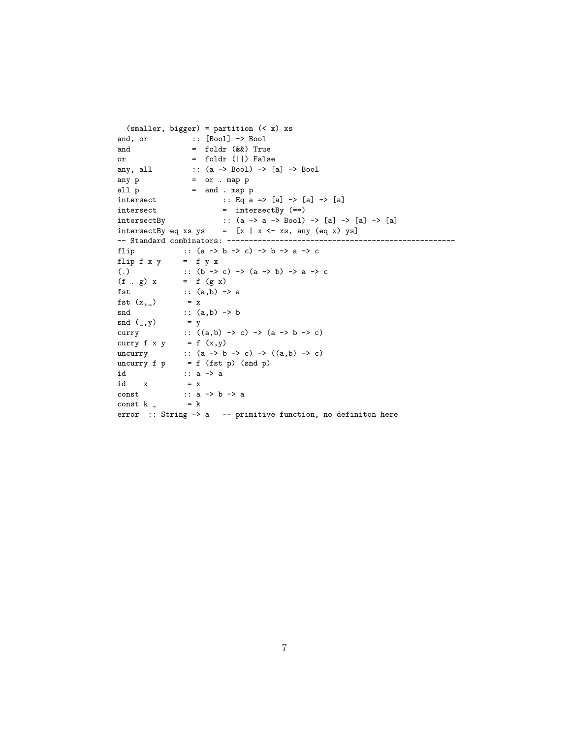```
  (smaller, bigger) = partition (< x) xs
and, or          :: [Bool] -> Bool
and              =  foldr (&&) True
or               =  foldr (||) False
any, all         :: (a -> Bool) -> [a] -> Bool
any p            =  or . map p
all p            =  and . map p
intersect              :: Eq a => [a] -> [a] -> [a]
intersect              =  intersectBy (==)
intersectBy            :: (a -> a -> Bool) -> [a] -> [a] -> [a]
intersectBy eq xs ys   =  [x | x <- xs, any (eq x) ys]
-- Standard combinators: ---------------------------------------------------
flip           :: (a -> b -> c) -> b -> a -> c
flip f x y     =  f y x
(.)            :: (b -> c) -> (a -> b) -> a -> c
(f . g) x      =  f (g x)
fst            :: (a,b) -> a
fst (x,_)       = x
snd            :: (a,b) -> b
snd (_,y)       = y
curry          :: ((a,b) -> c) -> (a -> b -> c)
curry f x y     = f (x,y)
uncurry        :: (a -> b -> c) -> ((a,b) -> c)
uncurry f p     = f (fst p) (snd p)
id             :: a -> a
id    x         = x
const          :: a -> b -> a
const k _       = k
error  :: String -> a   -- primitive function, no definiton here
```